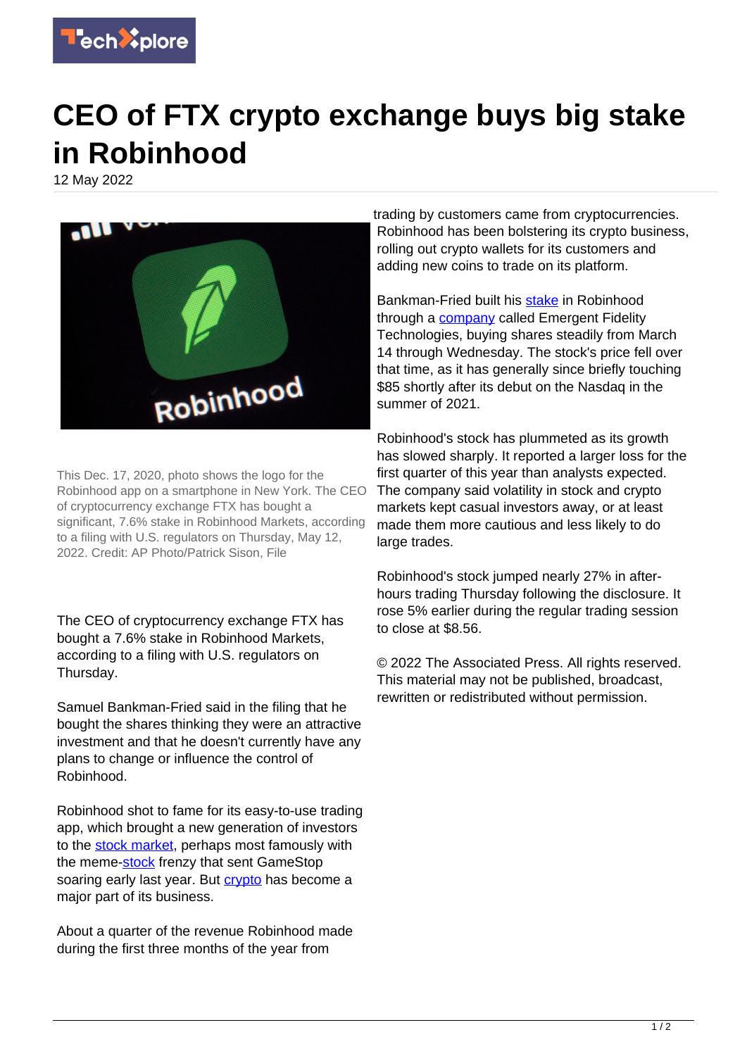# CEO of FTX crypto exchange buys big stake in Robinhood

12 May 2022

This Dec. 17, 2020, photo shows the logo for the Robinhood app on a smartphone in New York. The CEO of cryptocurrency exchange FTX has bought a significant, 7.6% stake in Robinhood Markets, according to a filing with U.S. regulators on Thursday, May 12, 2022. Credit: AP Photo/Patrick Sison, File

The CEO of cryptocurrency exchange FTX has bought a 7.6% stake in Robinhood Markets, according to a filing with U.S. regulators on Thursday.

Samuel Bankman-Fried said in the filing that he bought the shares thinking they were an attractive investment and that he doesn't currently have any plans to change or influence the control of Robinhood.

Robinhood shot to fame for its easy-to-use trading app, which brought a new generation of investors to the stock market, perhaps most famously with the meme-stock frenzy that sent GameStop soaring early last year. But crypto has become a major part of its business.

About a quarter of the revenue Robinhood made during the first three months of the year from trading by customers came from cryptocurrencies. Robinhood has been bolstering its crypto business, rolling out crypto wallets for its customers and adding new coins to trade on its platform.

Bankman-Fried built his stake in Robinhood through a company called Emergent Fidelity Technologies, buying shares steadily from March 14 through Wednesday. The stock's price fell over that time, as it has generally since briefly touching $85 shortly after its debut on the Nasdaq in the summer of 2021.

Robinhood's stock has plummeted as its growth has slowed sharply. It reported a larger loss for the first quarter of this year than analysts expected. The company said volatility in stock and crypto markets kept casual investors away, or at least made them more cautious and less likely to do large trades.

Robinhood's stock jumped nearly 27% in after-hours trading Thursday following the disclosure. It rose 5% earlier during the regular trading session to close at $8.56.

© 2022 The Associated Press. All rights reserved. This material may not be published, broadcast, rewritten or redistributed without permission.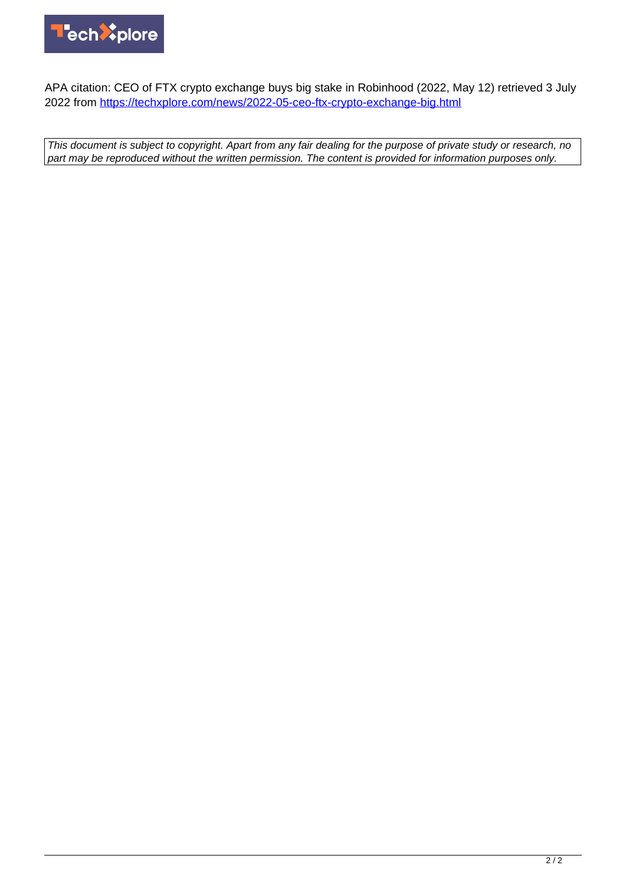APA citation: CEO of FTX crypto exchange buys big stake in Robinhood (2022, May 12) retrieved 3 July 2022 from https://techxplore.com/news/2022-05-ceo-ftx-crypto-exchange-big.html

*This document is subject to copyright. Apart from any fair dealing for the purpose of private study or research, no part may be reproduced without the written permission. The content is provided for information purposes only.*